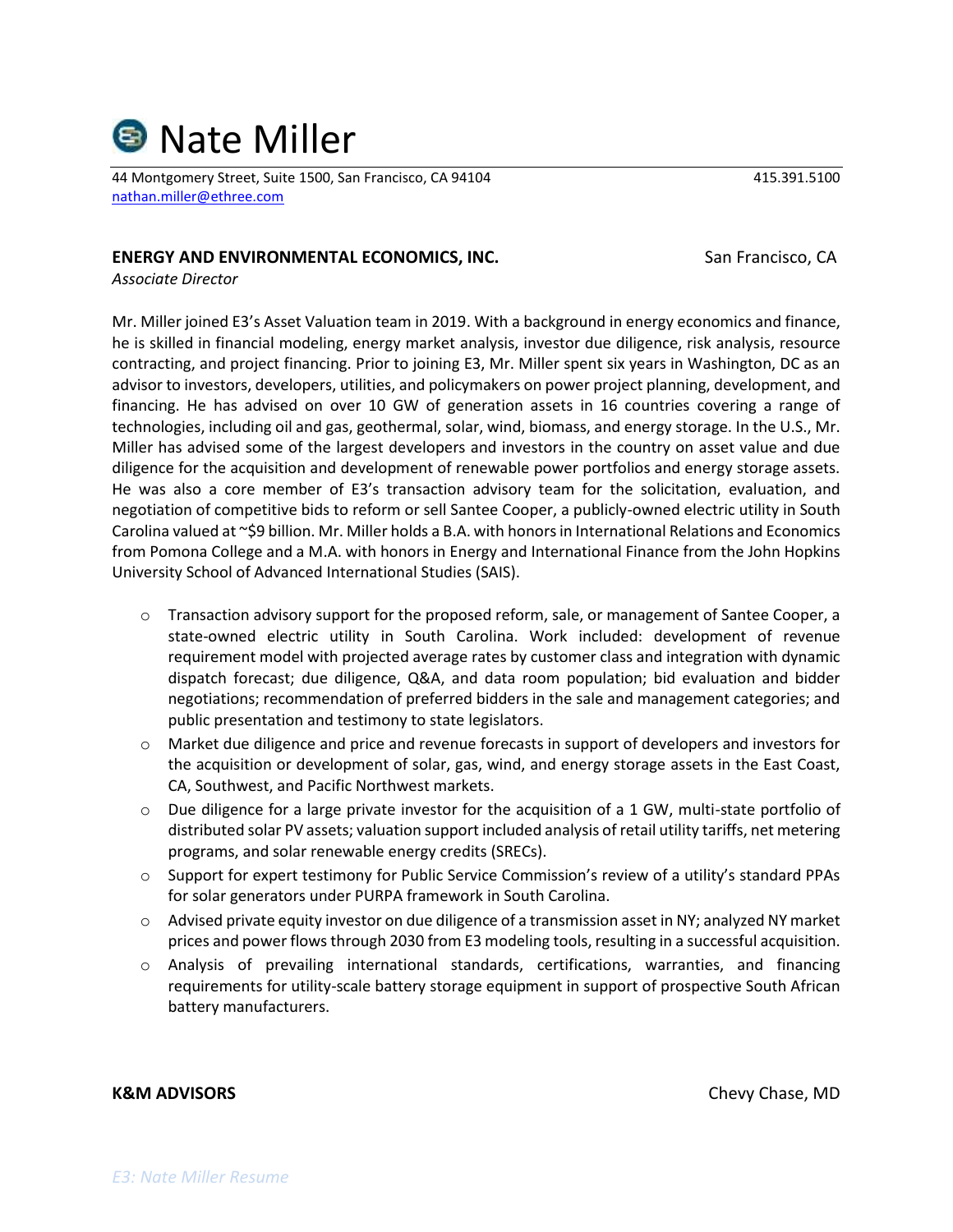# Nate Miller

44 Montgomery Street, Suite 1500, San Francisco, CA 94104 415.391.5100
nathan.miller@ethree.com

**ENERGY AND ENVIRONMENTAL ECONOMICS, INC.** San Francisco, CA
*Associate Director*

Mr. Miller joined E3's Asset Valuation team in 2019. With a background in energy economics and finance, he is skilled in financial modeling, energy market analysis, investor due diligence, risk analysis, resource contracting, and project financing. Prior to joining E3, Mr. Miller spent six years in Washington, DC as an advisor to investors, developers, utilities, and policymakers on power project planning, development, and financing. He has advised on over 10 GW of generation assets in 16 countries covering a range of technologies, including oil and gas, geothermal, solar, wind, biomass, and energy storage. In the U.S., Mr. Miller has advised some of the largest developers and investors in the country on asset value and due diligence for the acquisition and development of renewable power portfolios and energy storage assets. He was also a core member of E3's transaction advisory team for the solicitation, evaluation, and negotiation of competitive bids to reform or sell Santee Cooper, a publicly-owned electric utility in South Carolina valued at ~$9 billion. Mr. Miller holds a B.A. with honors in International Relations and Economics from Pomona College and a M.A. with honors in Energy and International Finance from the John Hopkins University School of Advanced International Studies (SAIS).

- Transaction advisory support for the proposed reform, sale, or management of Santee Cooper, a state-owned electric utility in South Carolina. Work included: development of revenue requirement model with projected average rates by customer class and integration with dynamic dispatch forecast; due diligence, Q&A, and data room population; bid evaluation and bidder negotiations; recommendation of preferred bidders in the sale and management categories; and public presentation and testimony to state legislators.
- Market due diligence and price and revenue forecasts in support of developers and investors for the acquisition or development of solar, gas, wind, and energy storage assets in the East Coast, CA, Southwest, and Pacific Northwest markets.
- Due diligence for a large private investor for the acquisition of a 1 GW, multi-state portfolio of distributed solar PV assets; valuation support included analysis of retail utility tariffs, net metering programs, and solar renewable energy credits (SRECs).
- Support for expert testimony for Public Service Commission's review of a utility's standard PPAs for solar generators under PURPA framework in South Carolina.
- Advised private equity investor on due diligence of a transmission asset in NY; analyzed NY market prices and power flows through 2030 from E3 modeling tools, resulting in a successful acquisition.
- Analysis of prevailing international standards, certifications, warranties, and financing requirements for utility-scale battery storage equipment in support of prospective South African battery manufacturers.

**K&M ADVISORS** Chevy Chase, MD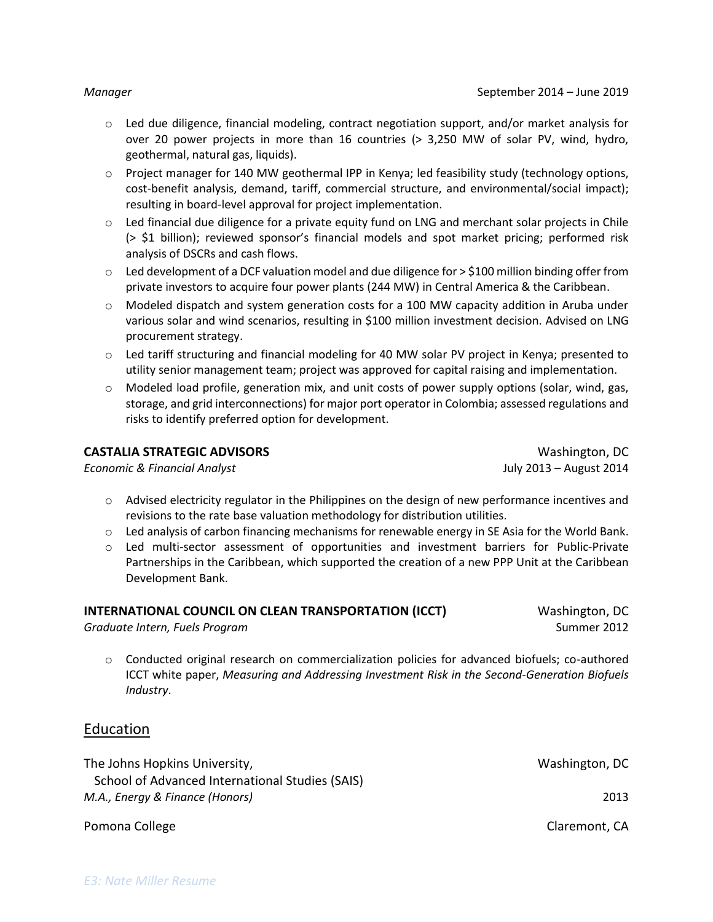*Manager* September 2014 – June 2019

- Led due diligence, financial modeling, contract negotiation support, and/or market analysis for over 20 power projects in more than 16 countries (> 3,250 MW of solar PV, wind, hydro, geothermal, natural gas, liquids).
- Project manager for 140 MW geothermal IPP in Kenya; led feasibility study (technology options, cost-benefit analysis, demand, tariff, commercial structure, and environmental/social impact); resulting in board-level approval for project implementation.
- Led financial due diligence for a private equity fund on LNG and merchant solar projects in Chile (> $1 billion); reviewed sponsor's financial models and spot market pricing; performed risk analysis of DSCRs and cash flows.
- Led development of a DCF valuation model and due diligence for > $100 million binding offer from private investors to acquire four power plants (244 MW) in Central America & the Caribbean.
- Modeled dispatch and system generation costs for a 100 MW capacity addition in Aruba under various solar and wind scenarios, resulting in $100 million investment decision. Advised on LNG procurement strategy.
- Led tariff structuring and financial modeling for 40 MW solar PV project in Kenya; presented to utility senior management team; project was approved for capital raising and implementation.
- Modeled load profile, generation mix, and unit costs of power supply options (solar, wind, gas, storage, and grid interconnections) for major port operator in Colombia; assessed regulations and risks to identify preferred option for development.

**CASTALIA STRATEGIC ADVISORS** Washington, DC
*Economic & Financial Analyst* July 2013 – August 2014

- Advised electricity regulator in the Philippines on the design of new performance incentives and revisions to the rate base valuation methodology for distribution utilities.
- Led analysis of carbon financing mechanisms for renewable energy in SE Asia for the World Bank.
- Led multi-sector assessment of opportunities and investment barriers for Public-Private Partnerships in the Caribbean, which supported the creation of a new PPP Unit at the Caribbean Development Bank.

**INTERNATIONAL COUNCIL ON CLEAN TRANSPORTATION (ICCT)** Washington, DC
*Graduate Intern, Fuels Program* Summer 2012

- Conducted original research on commercialization policies for advanced biofuels; co-authored ICCT white paper, *Measuring and Addressing Investment Risk in the Second-Generation Biofuels Industry*.

## Education

The Johns Hopkins University, Washington, DC
School of Advanced International Studies (SAIS)
*M.A., Energy & Finance (Honors)* 2013

Pomona College Claremont, CA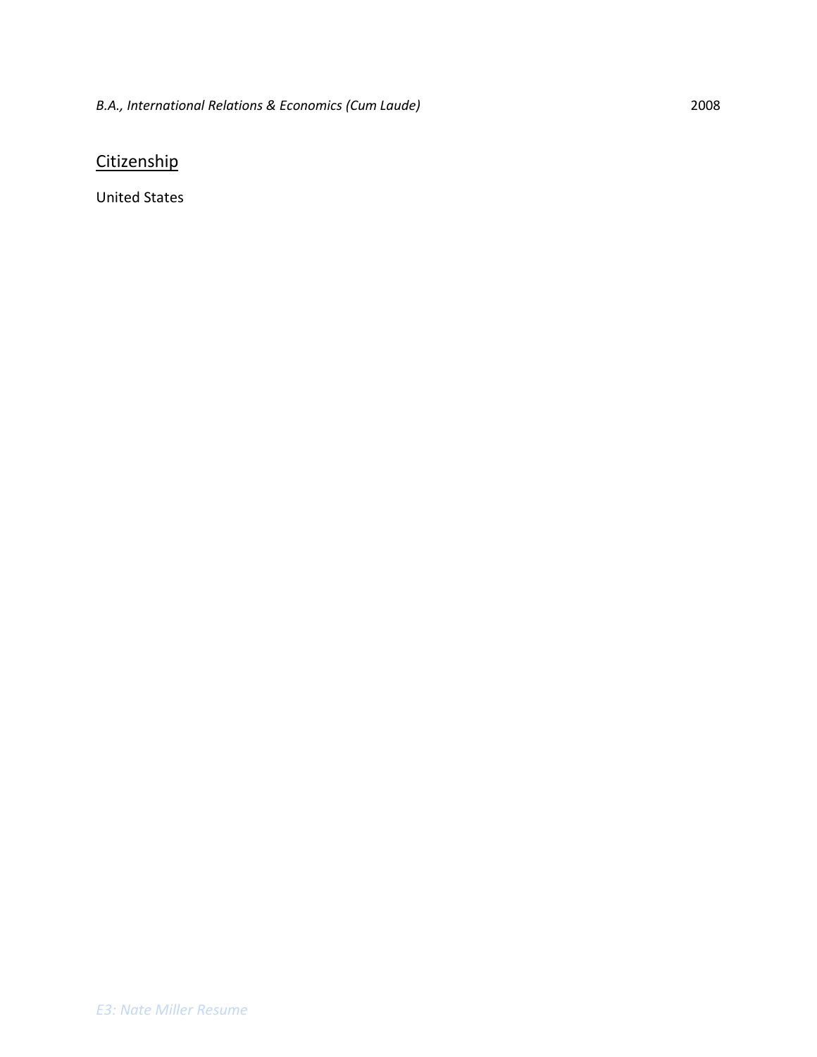*B.A., International Relations & Economics (Cum Laude)* 2008

## Citizenship

United States